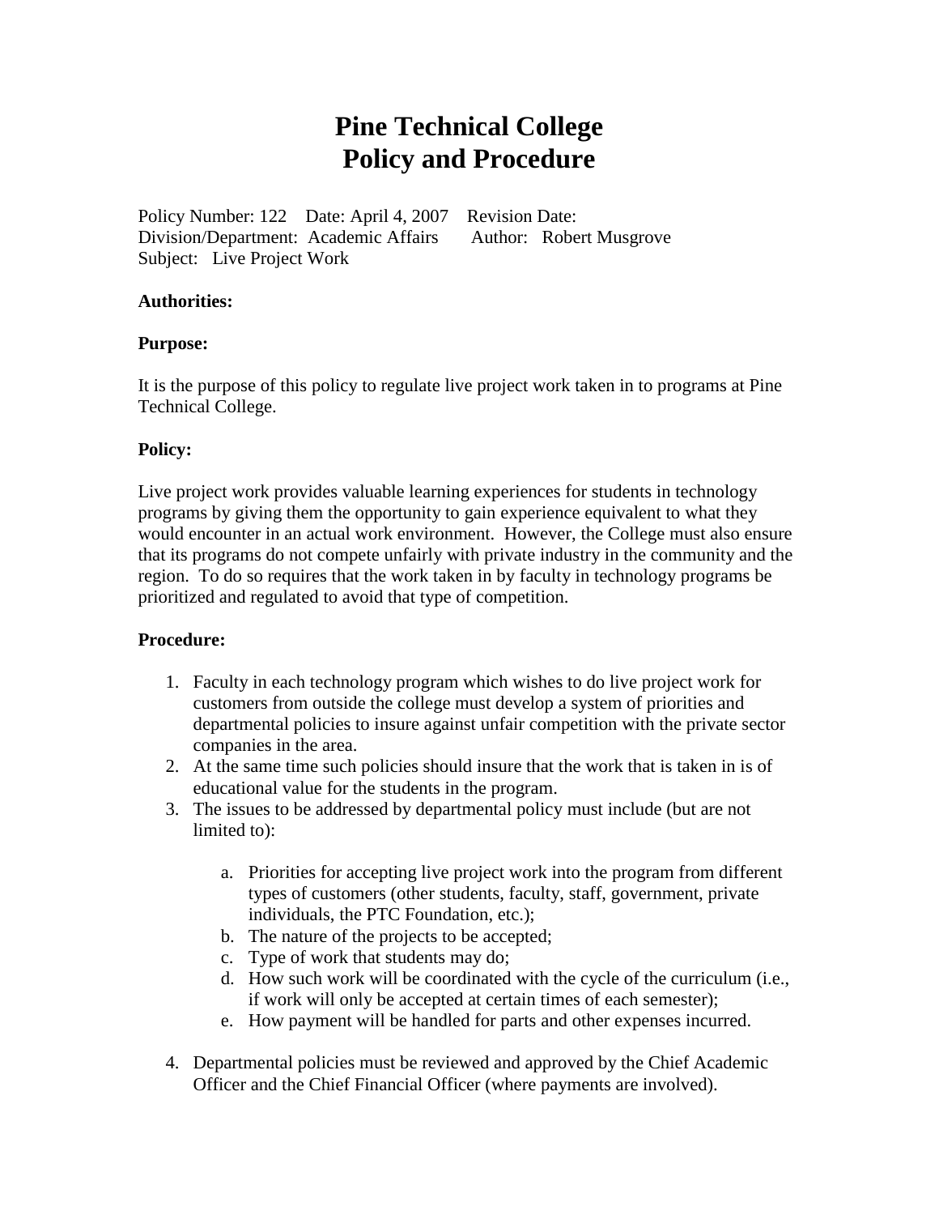# Pine Technical College
# Policy and Procedure

Policy Number: 122 Date: April 4, 2007 Revision Date:
Division/Department: Academic Affairs Author: Robert Musgrove
Subject: Live Project Work

**Authorities:**

**Purpose:**

It is the purpose of this policy to regulate live project work taken in to programs at Pine Technical College.

**Policy:**

Live project work provides valuable learning experiences for students in technology programs by giving them the opportunity to gain experience equivalent to what they would encounter in an actual work environment. However, the College must also ensure that its programs do not compete unfairly with private industry in the community and the region. To do so requires that the work taken in by faculty in technology programs be prioritized and regulated to avoid that type of competition.

**Procedure:**

1. Faculty in each technology program which wishes to do live project work for customers from outside the college must develop a system of priorities and departmental policies to insure against unfair competition with the private sector companies in the area.
2. At the same time such policies should insure that the work that is taken in is of educational value for the students in the program.
3. The issues to be addressed by departmental policy must include (but are not limited to):
   a. Priorities for accepting live project work into the program from different types of customers (other students, faculty, staff, government, private individuals, the PTC Foundation, etc.);
   b. The nature of the projects to be accepted;
   c. Type of work that students may do;
   d. How such work will be coordinated with the cycle of the curriculum (i.e., if work will only be accepted at certain times of each semester);
   e. How payment will be handled for parts and other expenses incurred.
4. Departmental policies must be reviewed and approved by the Chief Academic Officer and the Chief Financial Officer (where payments are involved).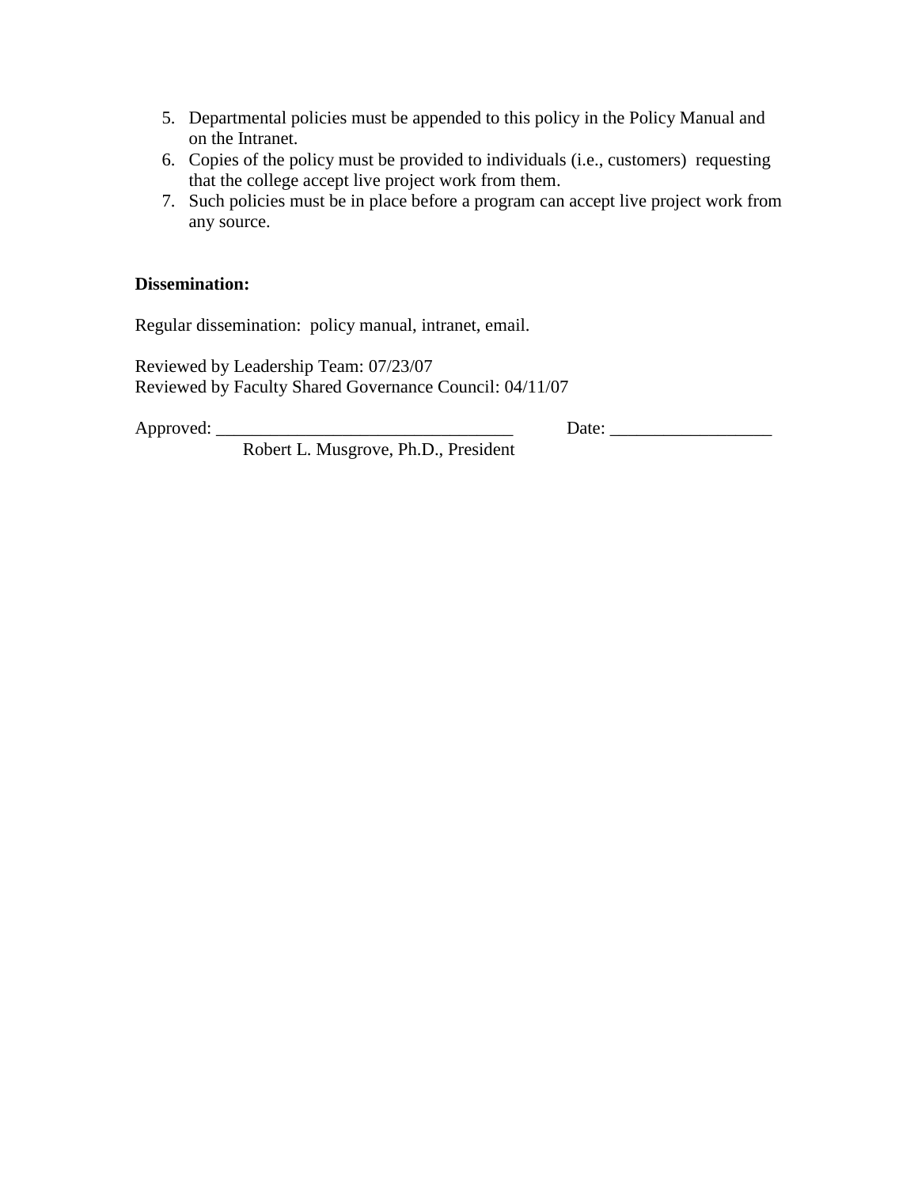5. Departmental policies must be appended to this policy in the Policy Manual and on the Intranet.
6. Copies of the policy must be provided to individuals (i.e., customers) requesting that the college accept live project work from them.
7. Such policies must be in place before a program can accept live project work from any source.

**Dissemination:**

Regular dissemination: policy manual, intranet, email.

Reviewed by Leadership Team: 07/23/07
Reviewed by Faculty Shared Governance Council: 04/11/07

Approved: __________________________________ Date: __________________
Robert L. Musgrove, Ph.D., President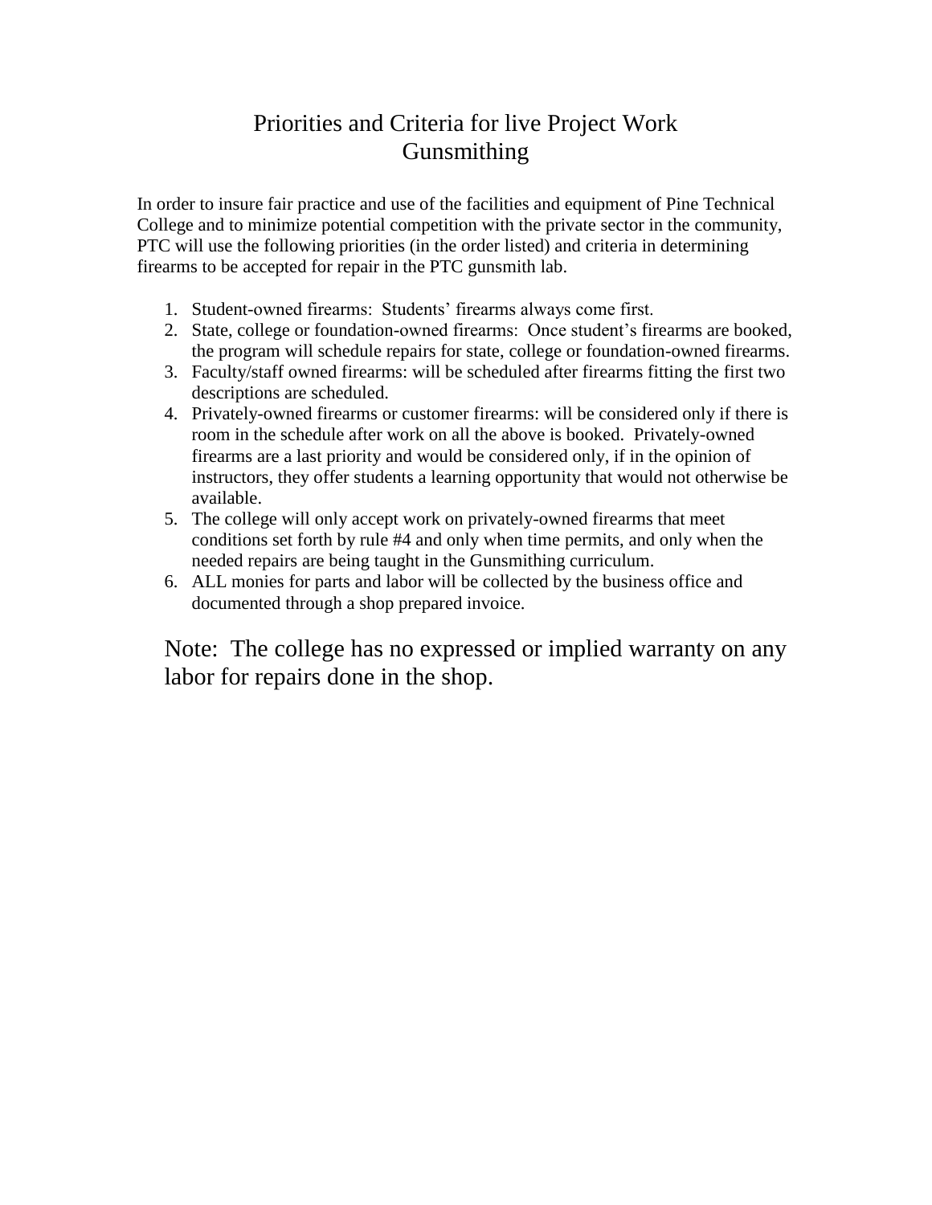# Priorities and Criteria for live Project Work
# Gunsmithing

In order to insure fair practice and use of the facilities and equipment of Pine Technical College and to minimize potential competition with the private sector in the community, PTC will use the following priorities (in the order listed) and criteria in determining firearms to be accepted for repair in the PTC gunsmith lab.

1. Student-owned firearms: Students' firearms always come first.
2. State, college or foundation-owned firearms: Once student's firearms are booked, the program will schedule repairs for state, college or foundation-owned firearms.
3. Faculty/staff owned firearms: will be scheduled after firearms fitting the first two descriptions are scheduled.
4. Privately-owned firearms or customer firearms: will be considered only if there is room in the schedule after work on all the above is booked. Privately-owned firearms are a last priority and would be considered only, if in the opinion of instructors, they offer students a learning opportunity that would not otherwise be available.
5. The college will only accept work on privately-owned firearms that meet conditions set forth by rule #4 and only when time permits, and only when the needed repairs are being taught in the Gunsmithing curriculum.
6. ALL monies for parts and labor will be collected by the business office and documented through a shop prepared invoice.

Note: The college has no expressed or implied warranty on any labor for repairs done in the shop.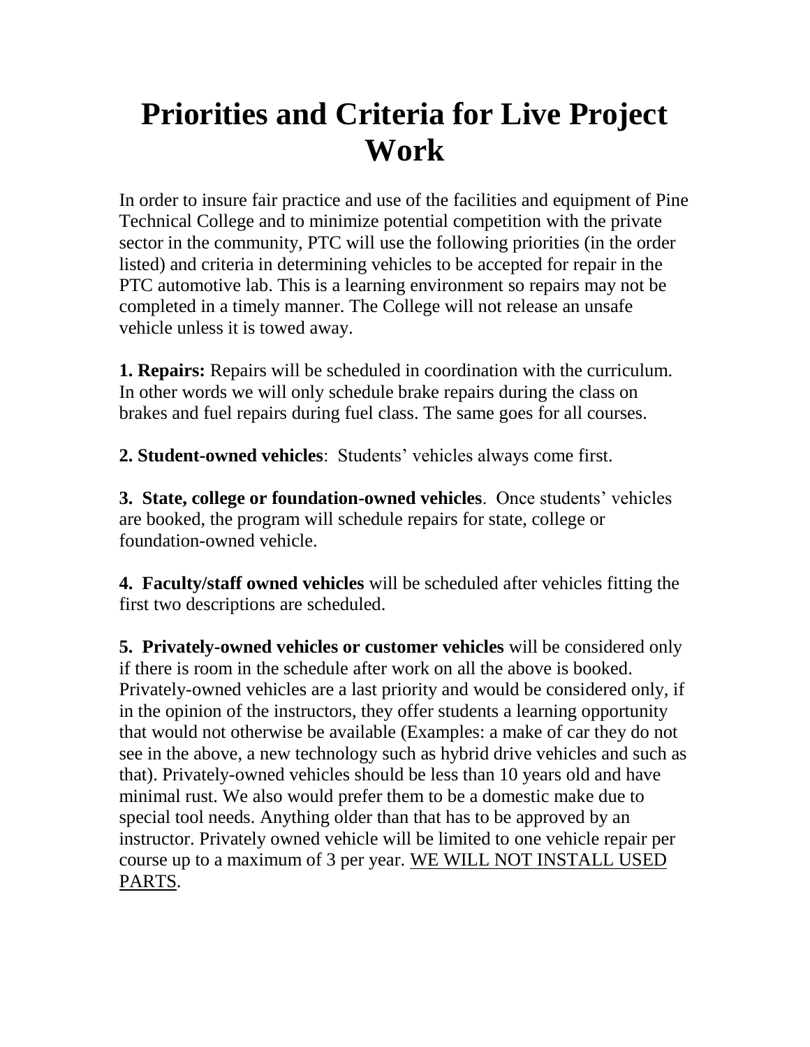# Priorities and Criteria for Live Project Work

In order to insure fair practice and use of the facilities and equipment of Pine Technical College and to minimize potential competition with the private sector in the community, PTC will use the following priorities (in the order listed) and criteria in determining vehicles to be accepted for repair in the PTC automotive lab. This is a learning environment so repairs may not be completed in a timely manner. The College will not release an unsafe vehicle unless it is towed away.

**1. Repairs:** Repairs will be scheduled in coordination with the curriculum. In other words we will only schedule brake repairs during the class on brakes and fuel repairs during fuel class. The same goes for all courses.

**2. Student-owned vehicles**: Students' vehicles always come first.

**3. State, college or foundation-owned vehicles**. Once students' vehicles are booked, the program will schedule repairs for state, college or foundation-owned vehicle.

**4. Faculty/staff owned vehicles** will be scheduled after vehicles fitting the first two descriptions are scheduled.

**5. Privately-owned vehicles or customer vehicles** will be considered only if there is room in the schedule after work on all the above is booked. Privately-owned vehicles are a last priority and would be considered only, if in the opinion of the instructors, they offer students a learning opportunity that would not otherwise be available (Examples: a make of car they do not see in the above, a new technology such as hybrid drive vehicles and such as that). Privately-owned vehicles should be less than 10 years old and have minimal rust. We also would prefer them to be a domestic make due to special tool needs. Anything older than that has to be approved by an instructor. Privately owned vehicle will be limited to one vehicle repair per course up to a maximum of 3 per year. <u>WE WILL NOT INSTALL USED PARTS</u>.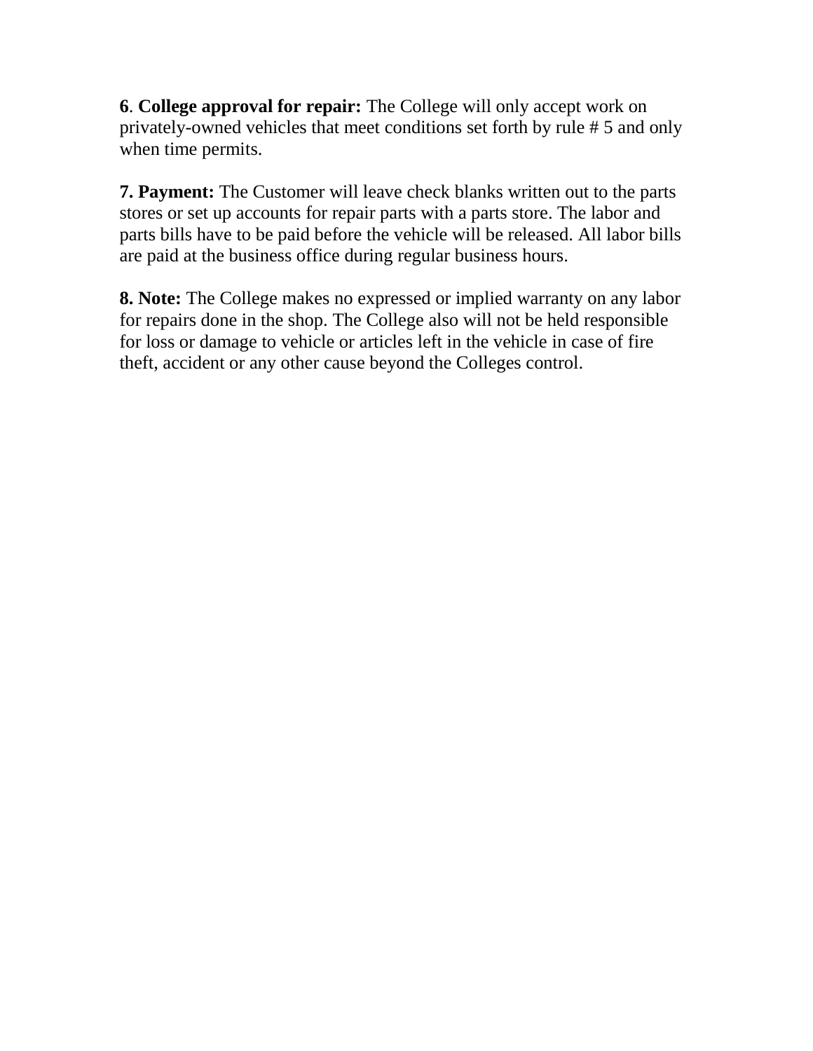**6**. **College approval for repair:** The College will only accept work on privately-owned vehicles that meet conditions set forth by rule # 5 and only when time permits.

**7. Payment:** The Customer will leave check blanks written out to the parts stores or set up accounts for repair parts with a parts store. The labor and parts bills have to be paid before the vehicle will be released. All labor bills are paid at the business office during regular business hours.

**8. Note:** The College makes no expressed or implied warranty on any labor for repairs done in the shop. The College also will not be held responsible for loss or damage to vehicle or articles left in the vehicle in case of fire theft, accident or any other cause beyond the Colleges control.